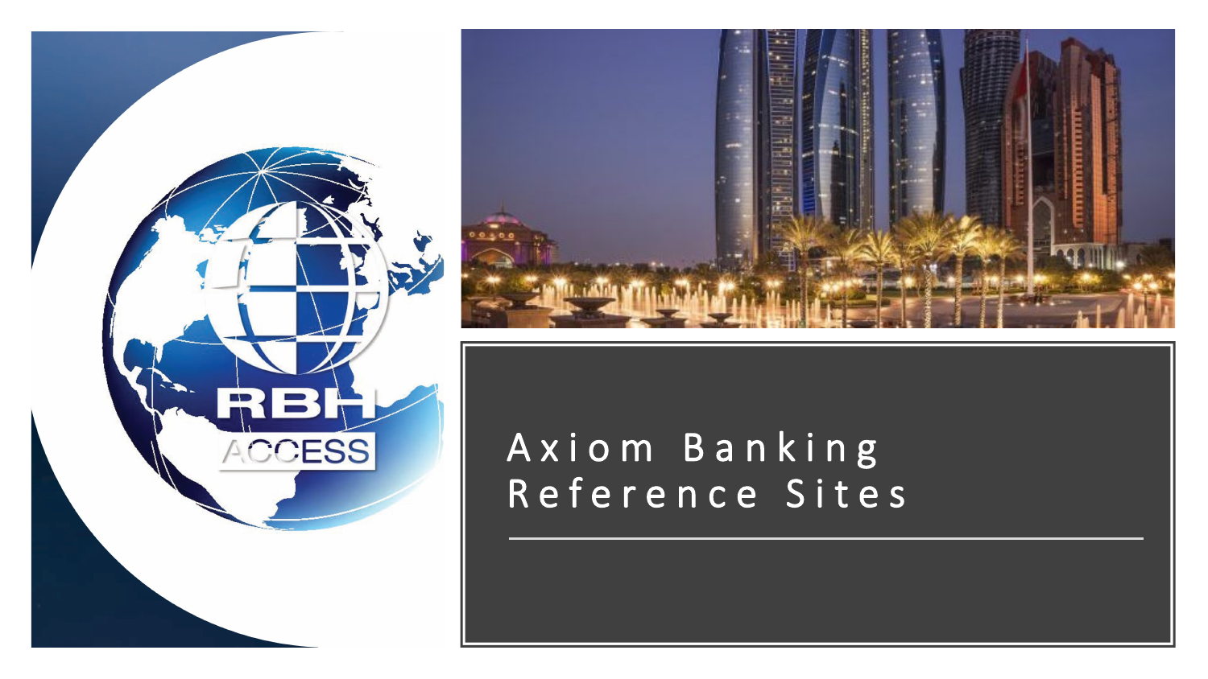# Axiom Banking Reference Sites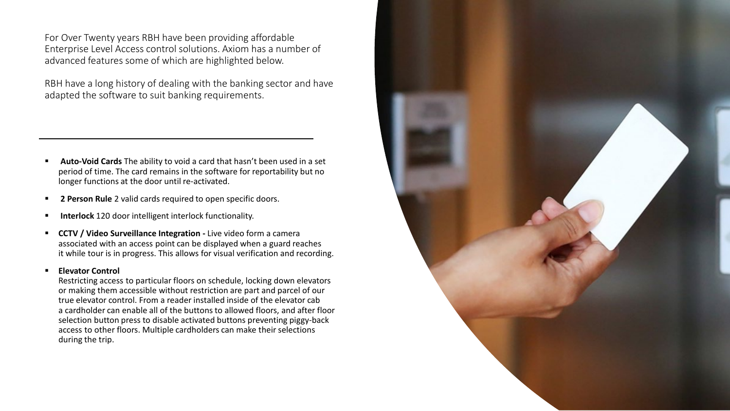For Over Twenty years RBH have been providing affordable Enterprise Level Access control solutions. Axiom has a number of advanced features some of which are highlighted below.

RBH have a long history of dealing with the banking sector and have adapted the software to suit banking requirements.

---

- **Auto-Void Cards** The ability to void a card that hasn't been used in a set period of time. The card remains in the software for reportability but no longer functions at the door until re-activated.
- **2 Person Rule** 2 valid cards required to open specific doors.
- **Interlock** 120 door intelligent interlock functionality.
- **CCTV / Video Surveillance Integration -** Live video form a camera associated with an access point can be displayed when a guard reaches it while tour is in progress. This allows for visual verification and recording.
- **Elevator Control**
  Restricting access to particular floors on schedule, locking down elevators or making them accessible without restriction are part and parcel of our true elevator control. From a reader installed inside of the elevator cab a cardholder can enable all of the buttons to allowed floors, and after floor selection button press to disable activated buttons preventing piggy-back access to other floors. Multiple cardholders can make their selections during the trip.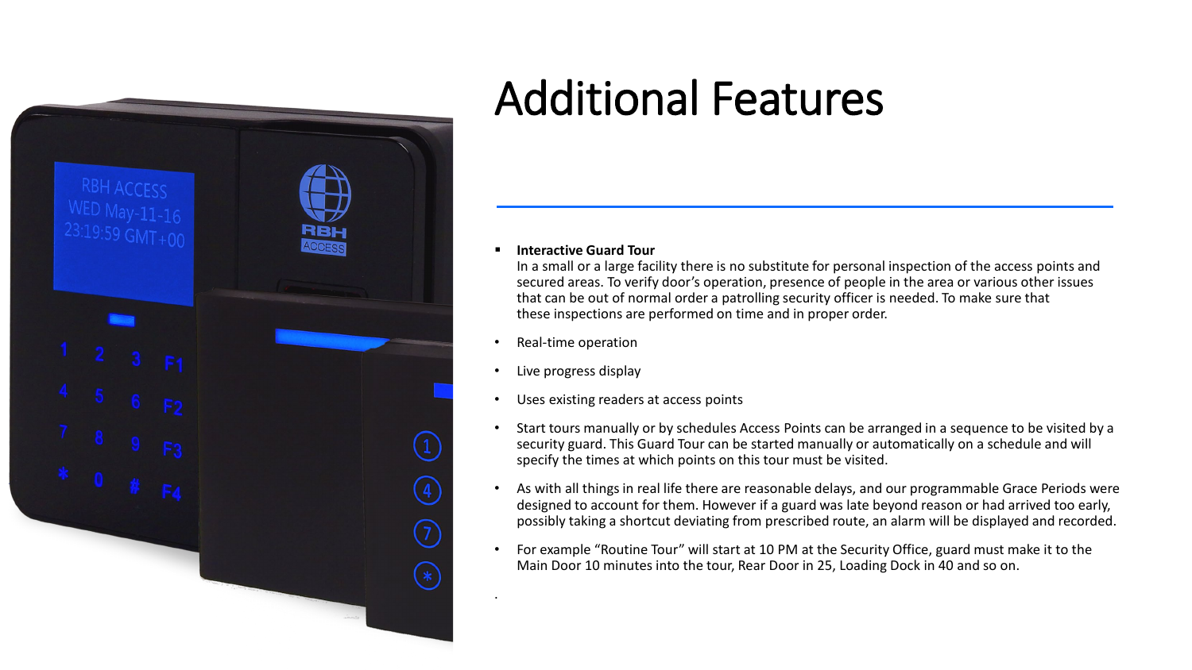# Additional Features

- **Interactive Guard Tour**
  In a small or a large facility there is no substitute for personal inspection of the access points and secured areas. To verify door's operation, presence of people in the area or various other issues that can be out of normal order a patrolling security officer is needed. To make sure that these inspections are performed on time and in proper order.

- Real-time operation
- Live progress display
- Uses existing readers at access points
- Start tours manually or by schedules Access Points can be arranged in a sequence to be visited by a security guard. This Guard Tour can be started manually or automatically on a schedule and will specify the times at which points on this tour must be visited.
- As with all things in real life there are reasonable delays, and our programmable Grace Periods were designed to account for them. However if a guard was late beyond reason or had arrived too early, possibly taking a shortcut deviating from prescribed route, an alarm will be displayed and recorded.
- For example "Routine Tour" will start at 10 PM at the Security Office, guard must make it to the Main Door 10 minutes into the tour, Rear Door in 25, Loading Dock in 40 and so on.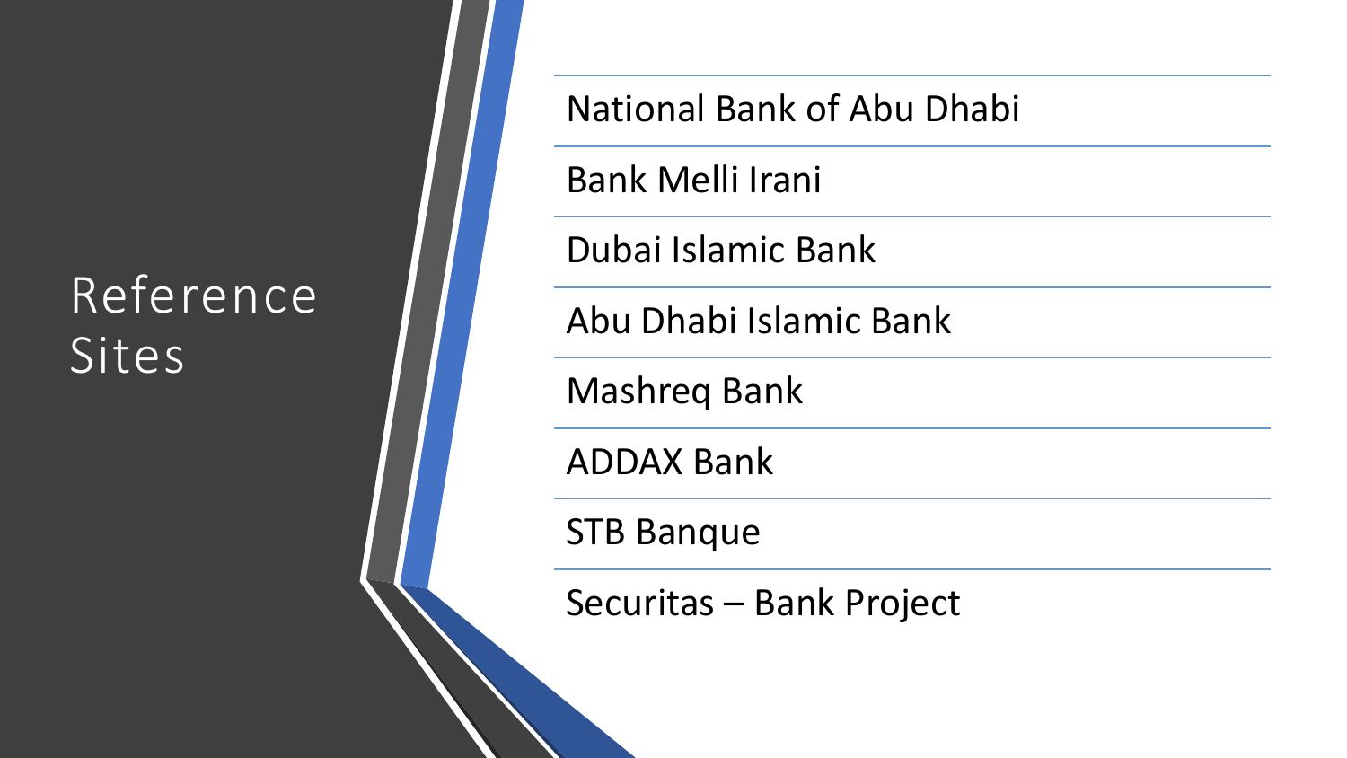# Reference Sites

- National Bank of Abu Dhabi
- Bank Melli Irani
- Dubai Islamic Bank
- Abu Dhabi Islamic Bank
- Mashreq Bank
- ADDAX Bank
- STB Banque
- Securitas – Bank Project